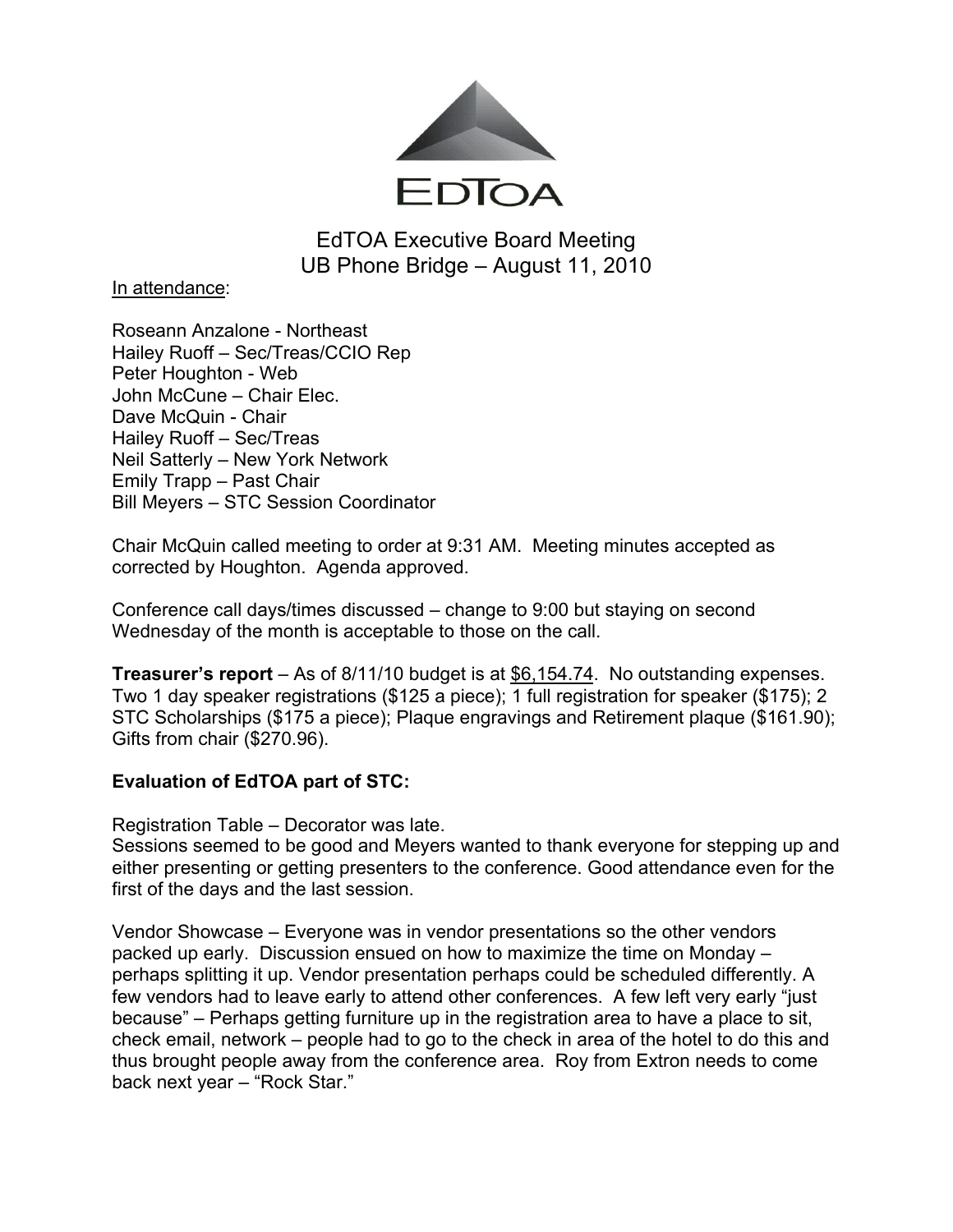EDTOA

# EdTOA Executive Board Meeting
## UB Phone Bridge – August 11, 2010

In attendance:

Roseann Anzalone - Northeast
Hailey Ruoff – Sec/Treas/CCIO Rep
Peter Houghton - Web
John McCune – Chair Elec.
Dave McQuin - Chair
Hailey Ruoff – Sec/Treas
Neil Satterly – New York Network
Emily Trapp – Past Chair
Bill Meyers – STC Session Coordinator

Chair McQuin called meeting to order at 9:31 AM. Meeting minutes accepted as corrected by Houghton. Agenda approved.

Conference call days/times discussed – change to 9:00 but staying on second Wednesday of the month is acceptable to those on the call.

**Treasurer's report** – As of 8/11/10 budget is at $6,154.74. No outstanding expenses. Two 1 day speaker registrations ($125 a piece); 1 full registration for speaker ($175); 2 STC Scholarships ($175 a piece); Plaque engravings and Retirement plaque ($161.90); Gifts from chair ($270.96).

**Evaluation of EdTOA part of STC:**

Registration Table – Decorator was late.
Sessions seemed to be good and Meyers wanted to thank everyone for stepping up and either presenting or getting presenters to the conference. Good attendance even for the first of the days and the last session.

Vendor Showcase – Everyone was in vendor presentations so the other vendors packed up early. Discussion ensued on how to maximize the time on Monday – perhaps splitting it up. Vendor presentation perhaps could be scheduled differently. A few vendors had to leave early to attend other conferences. A few left very early "just because" – Perhaps getting furniture up in the registration area to have a place to sit, check email, network – people had to go to the check in area of the hotel to do this and thus brought people away from the conference area. Roy from Extron needs to come back next year – "Rock Star."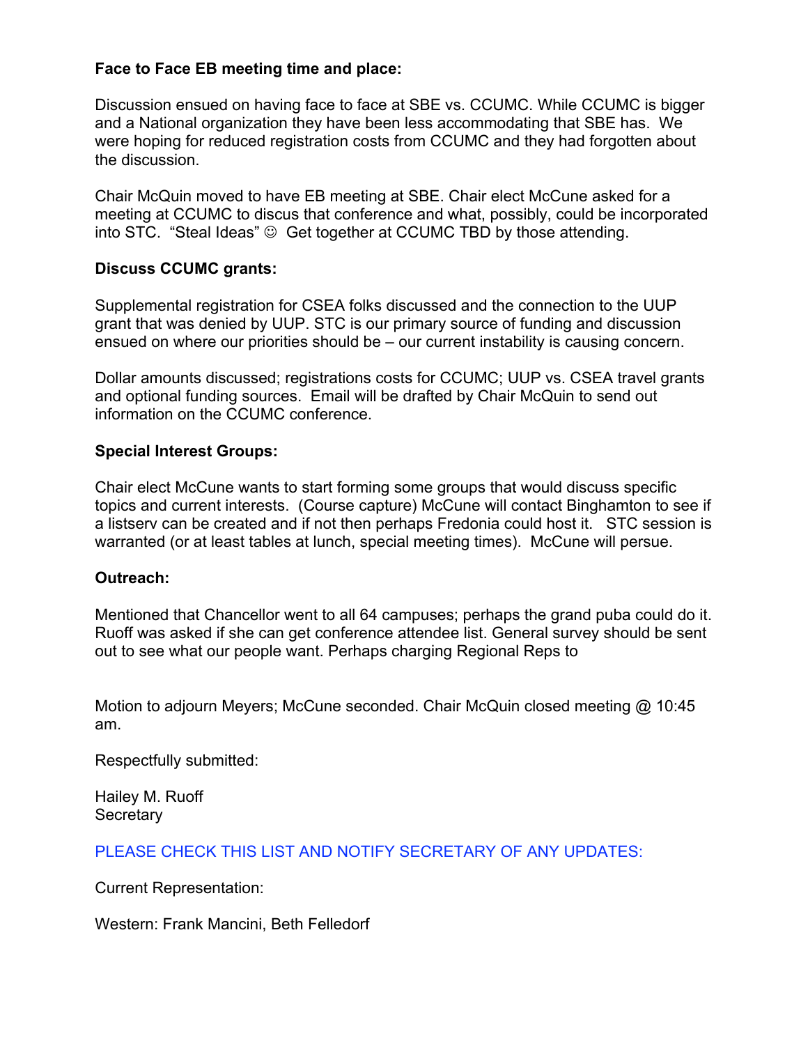**Face to Face EB meeting time and place:**

Discussion ensued on having face to face at SBE vs. CCUMC. While CCUMC is bigger and a National organization they have been less accommodating that SBE has. We were hoping for reduced registration costs from CCUMC and they had forgotten about the discussion.

Chair McQuin moved to have EB meeting at SBE. Chair elect McCune asked for a meeting at CCUMC to discus that conference and what, possibly, could be incorporated into STC. "Steal Ideas" ☺ Get together at CCUMC TBD by those attending.

**Discuss CCUMC grants:**

Supplemental registration for CSEA folks discussed and the connection to the UUP grant that was denied by UUP. STC is our primary source of funding and discussion ensued on where our priorities should be – our current instability is causing concern.

Dollar amounts discussed; registrations costs for CCUMC; UUP vs. CSEA travel grants and optional funding sources. Email will be drafted by Chair McQuin to send out information on the CCUMC conference.

**Special Interest Groups:**

Chair elect McCune wants to start forming some groups that would discuss specific topics and current interests. (Course capture) McCune will contact Binghamton to see if a listserv can be created and if not then perhaps Fredonia could host it. STC session is warranted (or at least tables at lunch, special meeting times). McCune will persue.

**Outreach:**

Mentioned that Chancellor went to all 64 campuses; perhaps the grand puba could do it. Ruoff was asked if she can get conference attendee list. General survey should be sent out to see what our people want. Perhaps charging Regional Reps to

Motion to adjourn Meyers; McCune seconded. Chair McQuin closed meeting @ 10:45 am.

Respectfully submitted:

Hailey M. Ruoff
Secretary

PLEASE CHECK THIS LIST AND NOTIFY SECRETARY OF ANY UPDATES:

Current Representation:

Western: Frank Mancini, Beth Felledorf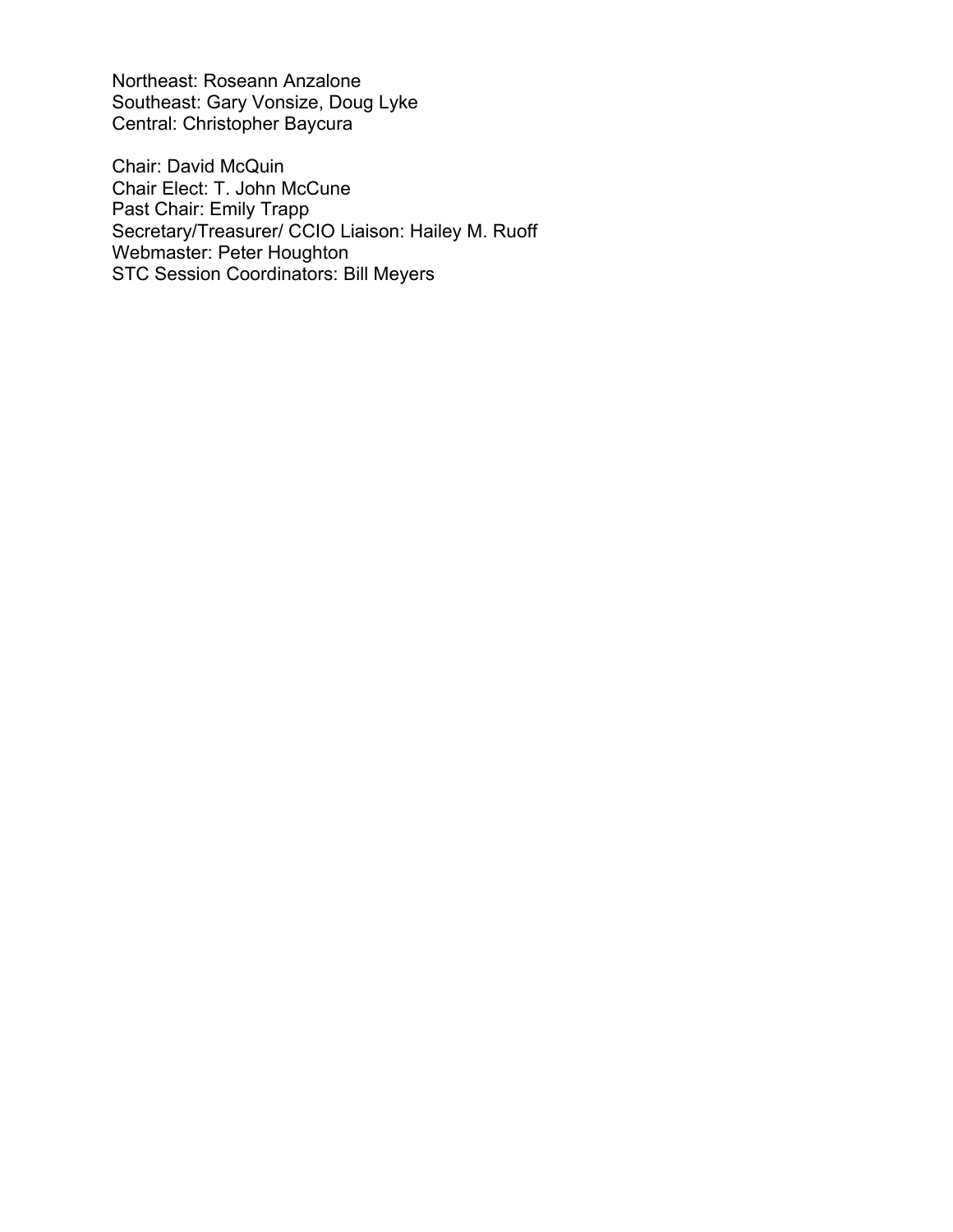Northeast: Roseann Anzalone
Southeast: Gary Vonsize, Doug Lyke
Central: Christopher Baycura

Chair: David McQuin
Chair Elect: T. John McCune
Past Chair: Emily Trapp
Secretary/Treasurer/ CCIO Liaison: Hailey M. Ruoff
Webmaster: Peter Houghton
STC Session Coordinators: Bill Meyers